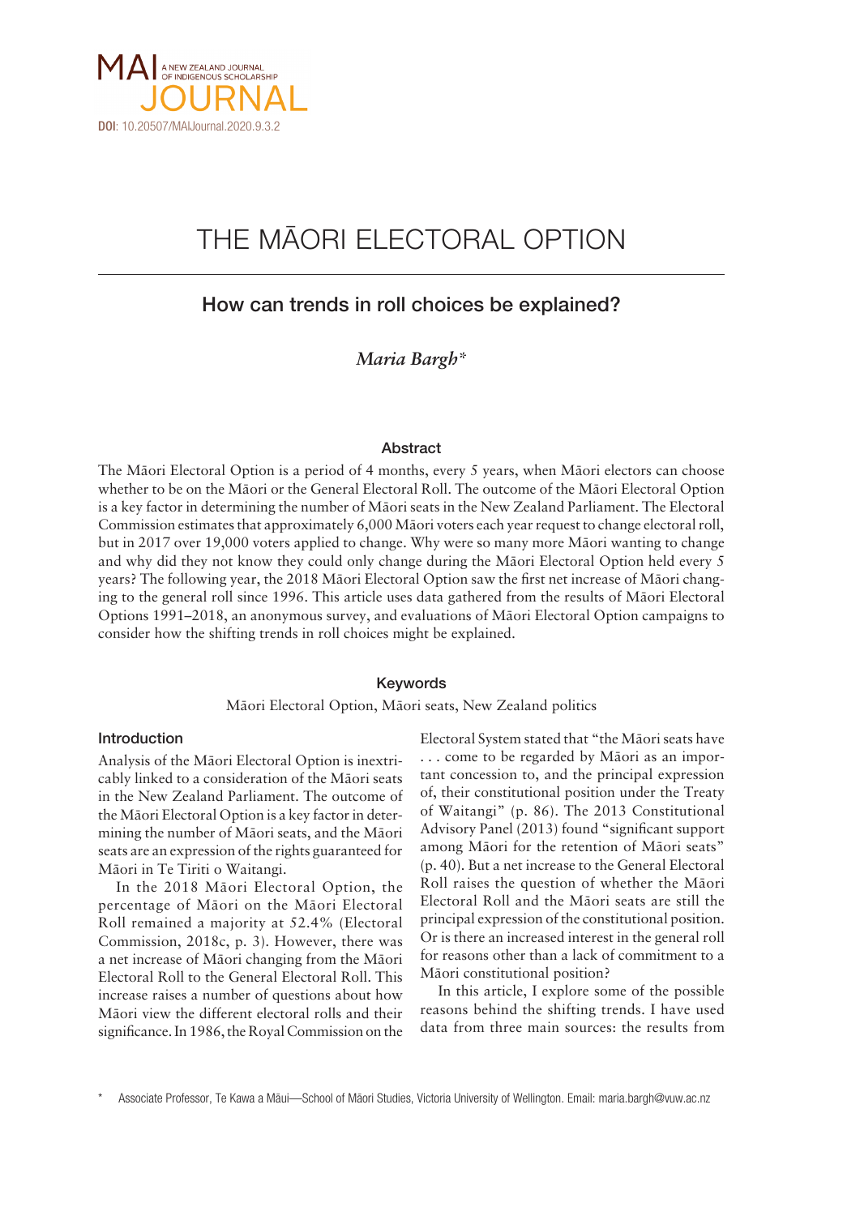MAI JOURNAL
A NEW ZEALAND JOURNAL OF INDIGENOUS SCHOLARSHIP

DOI: 10.20507/MAIJournal.2020.9.3.2

# THE MĀORI ELECTORAL OPTION

## How can trends in roll choices be explained?

*Maria Bargh**

### Abstract

The Māori Electoral Option is a period of 4 months, every 5 years, when Māori electors can choose whether to be on the Māori or the General Electoral Roll. The outcome of the Māori Electoral Option is a key factor in determining the number of Māori seats in the New Zealand Parliament. The Electoral Commission estimates that approximately 6,000 Māori voters each year request to change electoral roll, but in 2017 over 19,000 voters applied to change. Why were so many more Māori wanting to change and why did they not know they could only change during the Māori Electoral Option held every 5 years? The following year, the 2018 Māori Electoral Option saw the first net increase of Māori changing to the general roll since 1996. This article uses data gathered from the results of Māori Electoral Options 1991–2018, an anonymous survey, and evaluations of Māori Electoral Option campaigns to consider how the shifting trends in roll choices might be explained.

### Keywords

Māori Electoral Option, Māori seats, New Zealand politics

### Introduction

Analysis of the Māori Electoral Option is inextricably linked to a consideration of the Māori seats in the New Zealand Parliament. The outcome of the Māori Electoral Option is a key factor in determining the number of Māori seats, and the Māori seats are an expression of the rights guaranteed for Māori in Te Tiriti o Waitangi.

In the 2018 Māori Electoral Option, the percentage of Māori on the Māori Electoral Roll remained a majority at 52.4% (Electoral Commission, 2018c, p. 3). However, there was a net increase of Māori changing from the Māori Electoral Roll to the General Electoral Roll. This increase raises a number of questions about how Māori view the different electoral rolls and their significance. In 1986, the Royal Commission on the Electoral System stated that "the Māori seats have . . . come to be regarded by Māori as an important concession to, and the principal expression of, their constitutional position under the Treaty of Waitangi" (p. 86). The 2013 Constitutional Advisory Panel (2013) found "significant support among Māori for the retention of Māori seats" (p. 40). But a net increase to the General Electoral Roll raises the question of whether the Māori Electoral Roll and the Māori seats are still the principal expression of the constitutional position. Or is there an increased interest in the general roll for reasons other than a lack of commitment to a Māori constitutional position?

In this article, I explore some of the possible reasons behind the shifting trends. I have used data from three main sources: the results from

\* Associate Professor, Te Kawa a Māui—School of Māori Studies, Victoria University of Wellington. Email: maria.bargh@vuw.ac.nz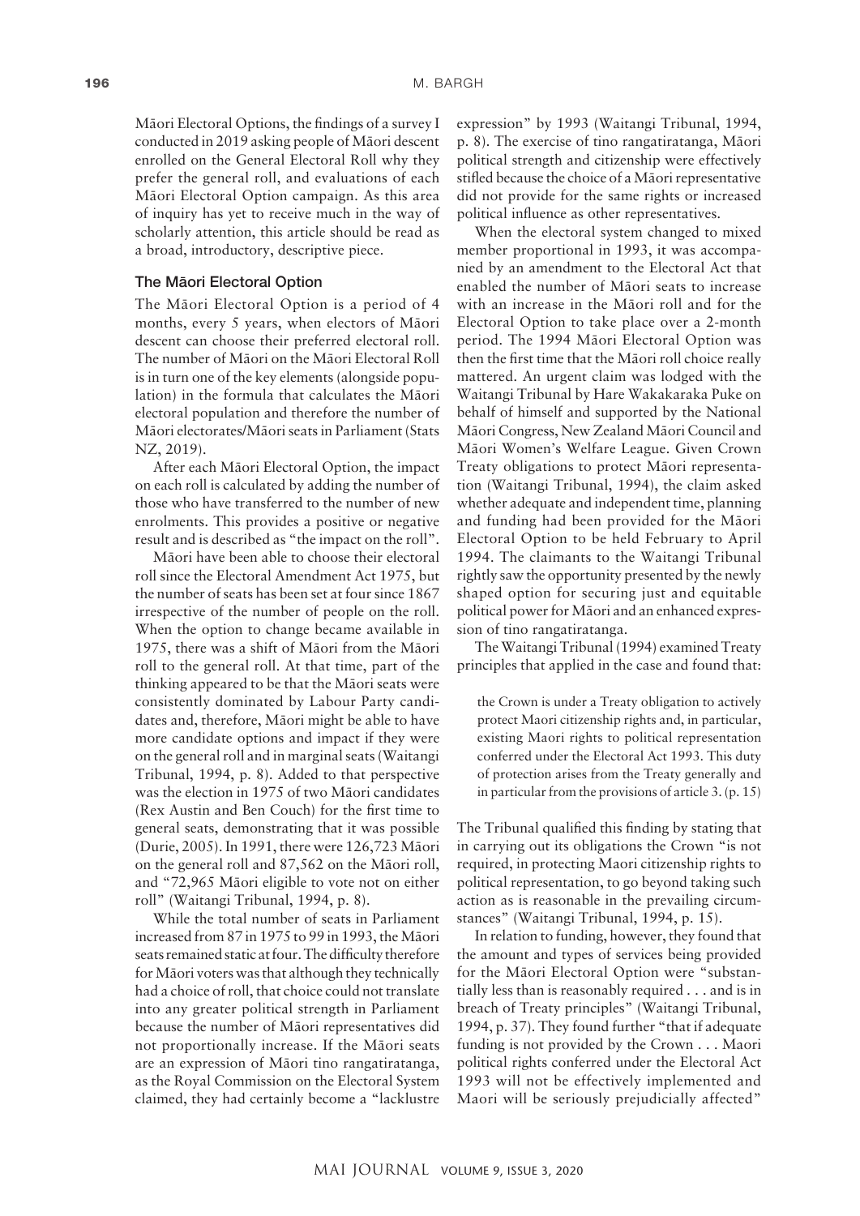Māori Electoral Options, the findings of a survey I conducted in 2019 asking people of Māori descent enrolled on the General Electoral Roll why they prefer the general roll, and evaluations of each Māori Electoral Option campaign. As this area of inquiry has yet to receive much in the way of scholarly attention, this article should be read as a broad, introductory, descriptive piece.

### The Māori Electoral Option

The Māori Electoral Option is a period of 4 months, every 5 years, when electors of Māori descent can choose their preferred electoral roll. The number of Māori on the Māori Electoral Roll is in turn one of the key elements (alongside population) in the formula that calculates the Māori electoral population and therefore the number of Māori electorates/Māori seats in Parliament (Stats NZ, 2019).

After each Māori Electoral Option, the impact on each roll is calculated by adding the number of those who have transferred to the number of new enrolments. This provides a positive or negative result and is described as "the impact on the roll".

Māori have been able to choose their electoral roll since the Electoral Amendment Act 1975, but the number of seats has been set at four since 1867 irrespective of the number of people on the roll. When the option to change became available in 1975, there was a shift of Māori from the Māori roll to the general roll. At that time, part of the thinking appeared to be that the Māori seats were consistently dominated by Labour Party candidates and, therefore, Māori might be able to have more candidate options and impact if they were on the general roll and in marginal seats (Waitangi Tribunal, 1994, p. 8). Added to that perspective was the election in 1975 of two Māori candidates (Rex Austin and Ben Couch) for the first time to general seats, demonstrating that it was possible (Durie, 2005). In 1991, there were 126,723 Māori on the general roll and 87,562 on the Māori roll, and "72,965 Māori eligible to vote not on either roll" (Waitangi Tribunal, 1994, p. 8).

While the total number of seats in Parliament increased from 87 in 1975 to 99 in 1993, the Māori seats remained static at four. The difficulty therefore for Māori voters was that although they technically had a choice of roll, that choice could not translate into any greater political strength in Parliament because the number of Māori representatives did not proportionally increase. If the Māori seats are an expression of Māori tino rangatiratanga, as the Royal Commission on the Electoral System claimed, they had certainly become a "lacklustre expression" by 1993 (Waitangi Tribunal, 1994, p. 8). The exercise of tino rangatiratanga, Māori political strength and citizenship were effectively stifled because the choice of a Māori representative did not provide for the same rights or increased political influence as other representatives.

When the electoral system changed to mixed member proportional in 1993, it was accompanied by an amendment to the Electoral Act that enabled the number of Māori seats to increase with an increase in the Māori roll and for the Electoral Option to take place over a 2-month period. The 1994 Māori Electoral Option was then the first time that the Māori roll choice really mattered. An urgent claim was lodged with the Waitangi Tribunal by Hare Wakakaraka Puke on behalf of himself and supported by the National Māori Congress, New Zealand Māori Council and Māori Women's Welfare League. Given Crown Treaty obligations to protect Māori representation (Waitangi Tribunal, 1994), the claim asked whether adequate and independent time, planning and funding had been provided for the Māori Electoral Option to be held February to April 1994. The claimants to the Waitangi Tribunal rightly saw the opportunity presented by the newly shaped option for securing just and equitable political power for Māori and an enhanced expression of tino rangatiratanga.

The Waitangi Tribunal (1994) examined Treaty principles that applied in the case and found that:

> the Crown is under a Treaty obligation to actively protect Maori citizenship rights and, in particular, existing Maori rights to political representation conferred under the Electoral Act 1993. This duty of protection arises from the Treaty generally and in particular from the provisions of article 3. (p. 15)

The Tribunal qualified this finding by stating that in carrying out its obligations the Crown "is not required, in protecting Maori citizenship rights to political representation, to go beyond taking such action as is reasonable in the prevailing circumstances" (Waitangi Tribunal, 1994, p. 15).

In relation to funding, however, they found that the amount and types of services being provided for the Māori Electoral Option were "substantially less than is reasonably required . . . and is in breach of Treaty principles" (Waitangi Tribunal, 1994, p. 37). They found further "that if adequate funding is not provided by the Crown . . . Maori political rights conferred under the Electoral Act 1993 will not be effectively implemented and Maori will be seriously prejudicially affected"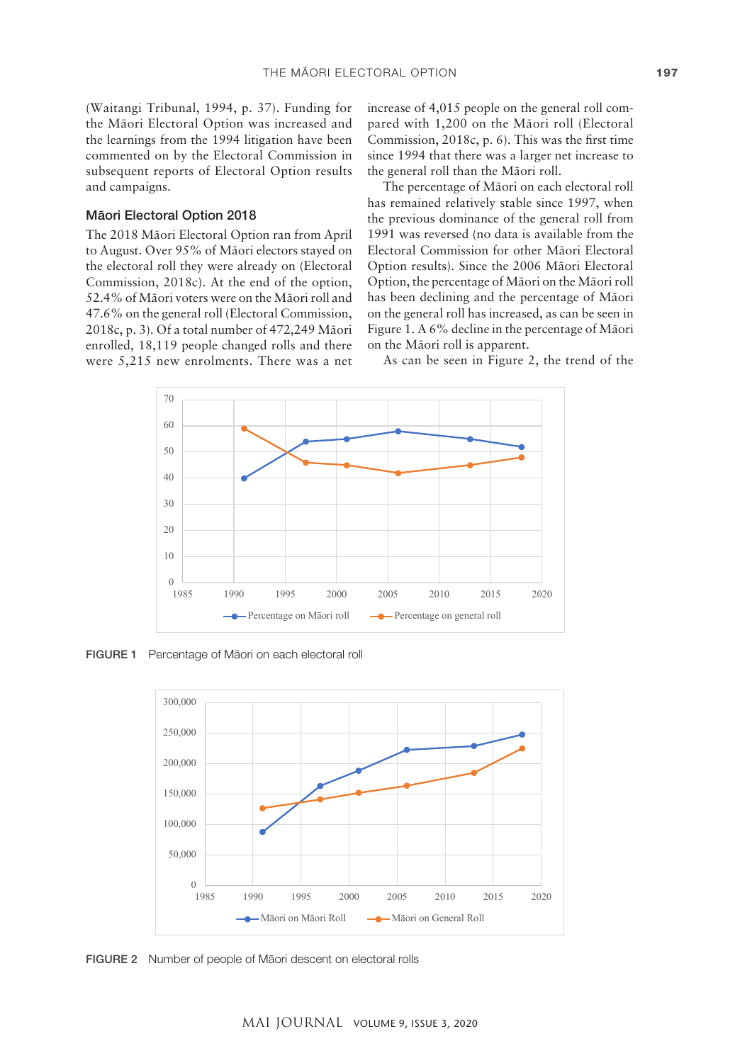(Waitangi Tribunal, 1994, p. 37). Funding for the Māori Electoral Option was increased and the learnings from the 1994 litigation have been commented on by the Electoral Commission in subsequent reports of Electoral Option results and campaigns.

### Māori Electoral Option 2018

The 2018 Māori Electoral Option ran from April to August. Over 95% of Māori electors stayed on the electoral roll they were already on (Electoral Commission, 2018c). At the end of the option, 52.4% of Māori voters were on the Māori roll and 47.6% on the general roll (Electoral Commission, 2018c, p. 3). Of a total number of 472,249 Māori enrolled, 18,119 people changed rolls and there were 5,215 new enrolments. There was a net increase of 4,015 people on the general roll compared with 1,200 on the Māori roll (Electoral Commission, 2018c, p. 6). This was the first time since 1994 that there was a larger net increase to the general roll than the Māori roll.

The percentage of Māori on each electoral roll has remained relatively stable since 1997, when the previous dominance of the general roll from 1991 was reversed (no data is available from the Electoral Commission for other Māori Electoral Option results). Since the 2006 Māori Electoral Option, the percentage of Māori on the Māori roll has been declining and the percentage of Māori on the general roll has increased, as can be seen in Figure 1. A 6% decline in the percentage of Māori on the Māori roll is apparent.

As can be seen in Figure 2, the trend of the

FIGURE 1 Percentage of Māori on each electoral roll

FIGURE 2 Number of people of Māori descent on electoral rolls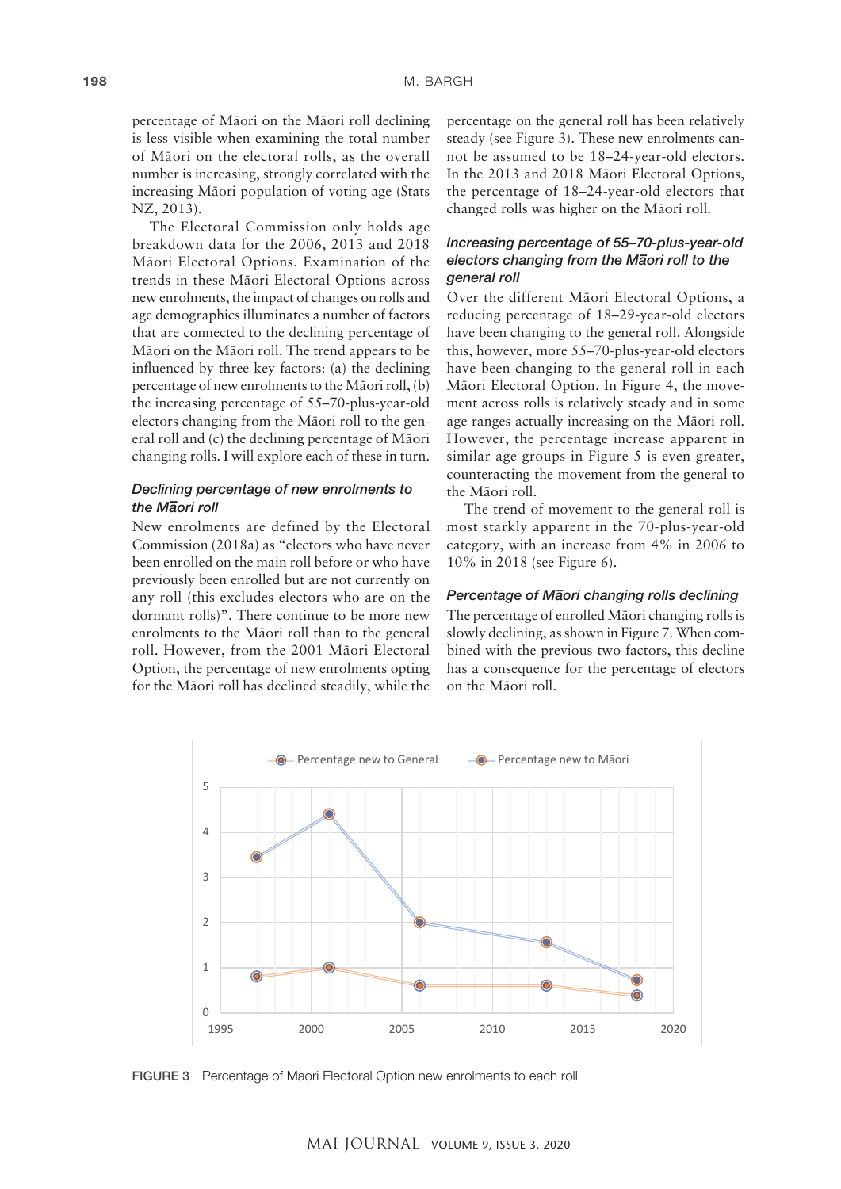percentage of Māori on the Māori roll declining is less visible when examining the total number of Māori on the electoral rolls, as the overall number is increasing, strongly correlated with the increasing Māori population of voting age (Stats NZ, 2013).

The Electoral Commission only holds age breakdown data for the 2006, 2013 and 2018 Māori Electoral Options. Examination of the trends in these Māori Electoral Options across new enrolments, the impact of changes on rolls and age demographics illuminates a number of factors that are connected to the declining percentage of Māori on the Māori roll. The trend appears to be influenced by three key factors: (a) the declining percentage of new enrolments to the Māori roll, (b) the increasing percentage of 55–70-plus-year-old electors changing from the Māori roll to the general roll and (c) the declining percentage of Māori changing rolls. I will explore each of these in turn.

### *Declining percentage of new enrolments to the Māori roll*

New enrolments are defined by the Electoral Commission (2018a) as "electors who have never been enrolled on the main roll before or who have previously been enrolled but are not currently on any roll (this excludes electors who are on the dormant rolls)". There continue to be more new enrolments to the Māori roll than to the general roll. However, from the 2001 Māori Electoral Option, the percentage of new enrolments opting for the Māori roll has declined steadily, while the percentage on the general roll has been relatively steady (see Figure 3). These new enrolments cannot be assumed to be 18–24-year-old electors. In the 2013 and 2018 Māori Electoral Options, the percentage of 18–24-year-old electors that changed rolls was higher on the Māori roll.

### *Increasing percentage of 55–70-plus-year-old electors changing from the Māori roll to the general roll*

Over the different Māori Electoral Options, a reducing percentage of 18–29-year-old electors have been changing to the general roll. Alongside this, however, more 55–70-plus-year-old electors have been changing to the general roll in each Māori Electoral Option. In Figure 4, the movement across rolls is relatively steady and in some age ranges actually increasing on the Māori roll. However, the percentage increase apparent in similar age groups in Figure 5 is even greater, counteracting the movement from the general to the Māori roll.

The trend of movement to the general roll is most starkly apparent in the 70-plus-year-old category, with an increase from 4% in 2006 to 10% in 2018 (see Figure 6).

### *Percentage of Māori changing rolls declining*

The percentage of enrolled Māori changing rolls is slowly declining, as shown in Figure 7. When combined with the previous two factors, this decline has a consequence for the percentage of electors on the Māori roll.

**FIGURE 3** Percentage of Māori Electoral Option new enrolments to each roll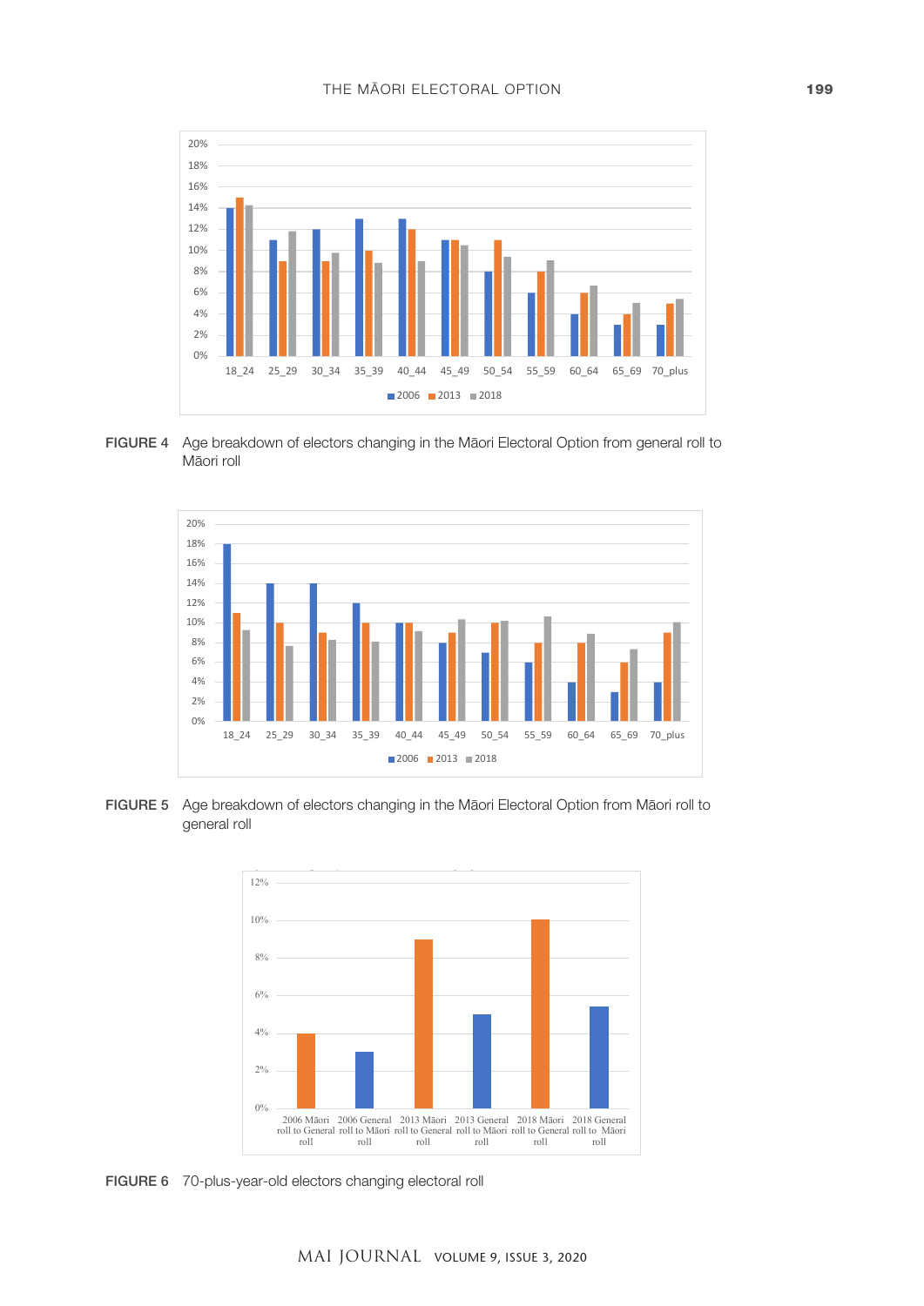FIGURE 4 Age breakdown of electors changing in the Māori Electoral Option from general roll to Māori roll

FIGURE 5 Age breakdown of electors changing in the Māori Electoral Option from Māori roll to general roll

FIGURE 6 70-plus-year-old electors changing electoral roll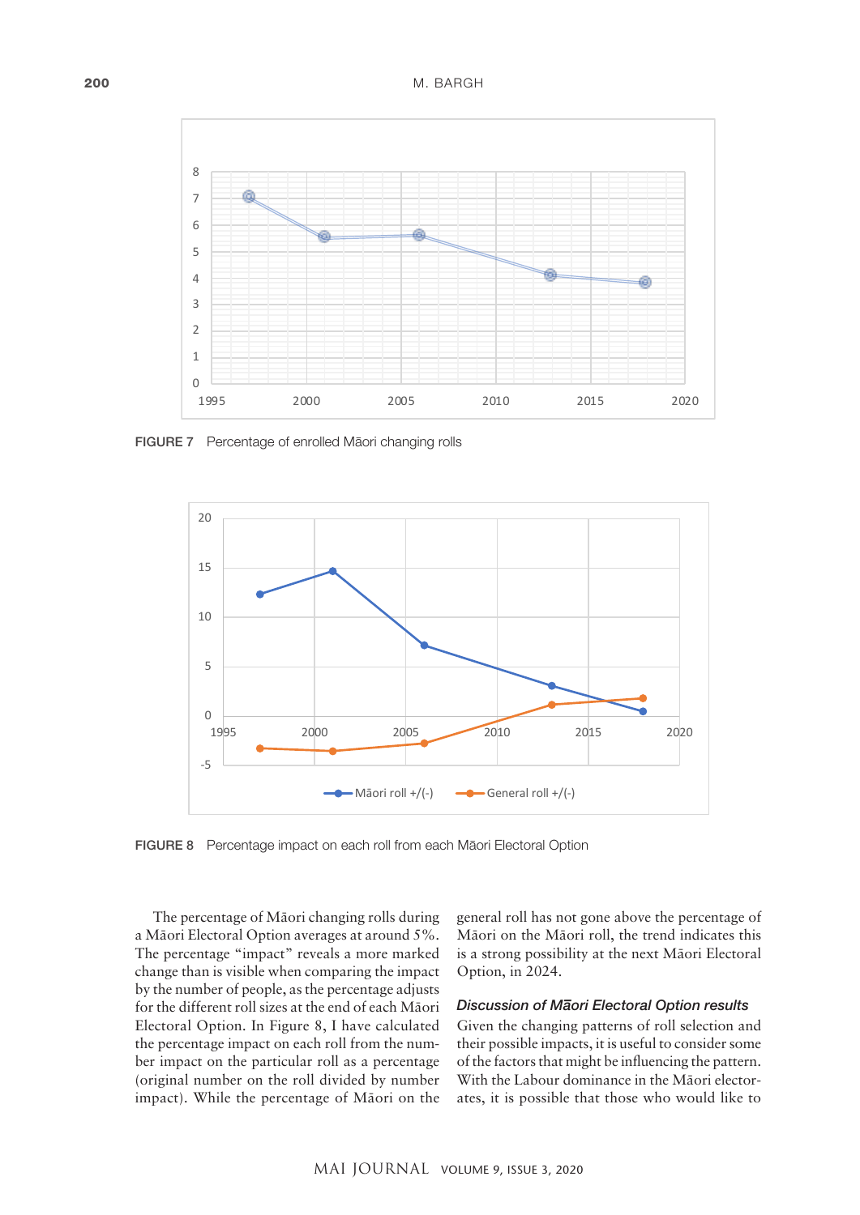FIGURE 7 Percentage of enrolled Māori changing rolls

FIGURE 8 Percentage impact on each roll from each Māori Electoral Option

The percentage of Māori changing rolls during a Māori Electoral Option averages at around 5%. The percentage "impact" reveals a more marked change than is visible when comparing the impact by the number of people, as the percentage adjusts for the different roll sizes at the end of each Māori Electoral Option. In Figure 8, I have calculated the percentage impact on each roll from the number impact on the particular roll as a percentage (original number on the roll divided by number impact). While the percentage of Māori on the general roll has not gone above the percentage of Māori on the Māori roll, the trend indicates this is a strong possibility at the next Māori Electoral Option, in 2024.

### *Discussion of Māori Electoral Option results*

Given the changing patterns of roll selection and their possible impacts, it is useful to consider some of the factors that might be influencing the pattern. With the Labour dominance in the Māori electorates, it is possible that those who would like to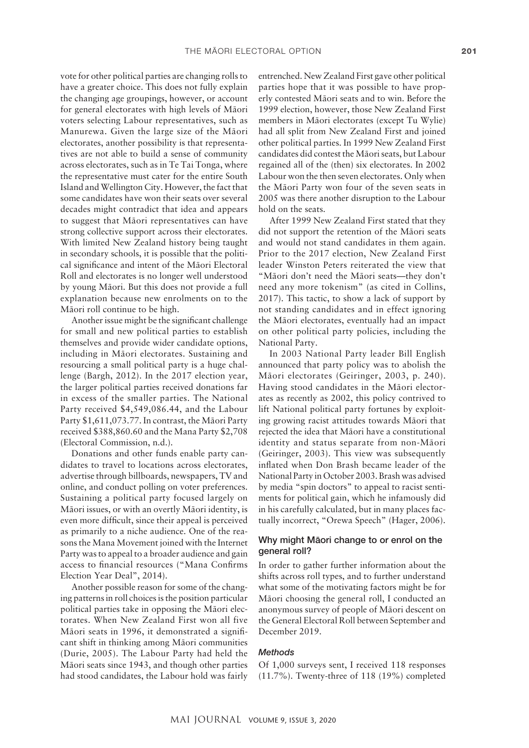vote for other political parties are changing rolls to have a greater choice. This does not fully explain the changing age groupings, however, or account for general electorates with high levels of Māori voters selecting Labour representatives, such as Manurewa. Given the large size of the Māori electorates, another possibility is that representatives are not able to build a sense of community across electorates, such as in Te Tai Tonga, where the representative must cater for the entire South Island and Wellington City. However, the fact that some candidates have won their seats over several decades might contradict that idea and appears to suggest that Māori representatives can have strong collective support across their electorates. With limited New Zealand history being taught in secondary schools, it is possible that the political significance and intent of the Māori Electoral Roll and electorates is no longer well understood by young Māori. But this does not provide a full explanation because new enrolments on to the Māori roll continue to be high.

Another issue might be the significant challenge for small and new political parties to establish themselves and provide wider candidate options, including in Māori electorates. Sustaining and resourcing a small political party is a huge challenge (Bargh, 2012). In the 2017 election year, the larger political parties received donations far in excess of the smaller parties. The National Party received $4,549,086.44, and the Labour Party $1,611,073.77. In contrast, the Māori Party received $388,860.60 and the Mana Party $2,708 (Electoral Commission, n.d.).

Donations and other funds enable party candidates to travel to locations across electorates, advertise through billboards, newspapers, TV and online, and conduct polling on voter preferences. Sustaining a political party focused largely on Māori issues, or with an overtly Māori identity, is even more difficult, since their appeal is perceived as primarily to a niche audience. One of the reasons the Mana Movement joined with the Internet Party was to appeal to a broader audience and gain access to financial resources ("Mana Confirms Election Year Deal", 2014).

Another possible reason for some of the changing patterns in roll choices is the position particular political parties take in opposing the Māori electorates. When New Zealand First won all five Māori seats in 1996, it demonstrated a significant shift in thinking among Māori communities (Durie, 2005). The Labour Party had held the Māori seats since 1943, and though other parties had stood candidates, the Labour hold was fairly entrenched. New Zealand First gave other political parties hope that it was possible to have properly contested Māori seats and to win. Before the 1999 election, however, those New Zealand First members in Māori electorates (except Tu Wylie) had all split from New Zealand First and joined other political parties. In 1999 New Zealand First candidates did contest the Māori seats, but Labour regained all of the (then) six electorates. In 2002 Labour won the then seven electorates. Only when the Māori Party won four of the seven seats in 2005 was there another disruption to the Labour hold on the seats.

After 1999 New Zealand First stated that they did not support the retention of the Māori seats and would not stand candidates in them again. Prior to the 2017 election, New Zealand First leader Winston Peters reiterated the view that "Māori don't need the Māori seats—they don't need any more tokenism" (as cited in Collins, 2017). This tactic, to show a lack of support by not standing candidates and in effect ignoring the Māori electorates, eventually had an impact on other political party policies, including the National Party.

In 2003 National Party leader Bill English announced that party policy was to abolish the Māori electorates (Geiringer, 2003, p. 240). Having stood candidates in the Māori electorates as recently as 2002, this policy contrived to lift National political party fortunes by exploiting growing racist attitudes towards Māori that rejected the idea that Māori have a constitutional identity and status separate from non-Māori (Geiringer, 2003). This view was subsequently inflated when Don Brash became leader of the National Party in October 2003. Brash was advised by media "spin doctors" to appeal to racist sentiments for political gain, which he infamously did in his carefully calculated, but in many places factually incorrect, "Orewa Speech" (Hager, 2006).

### Why might Māori change to or enrol on the general roll?

In order to gather further information about the shifts across roll types, and to further understand what some of the motivating factors might be for Māori choosing the general roll, I conducted an anonymous survey of people of Māori descent on the General Electoral Roll between September and December 2019.

#### *Methods*

Of 1,000 surveys sent, I received 118 responses (11.7%). Twenty-three of 118 (19%) completed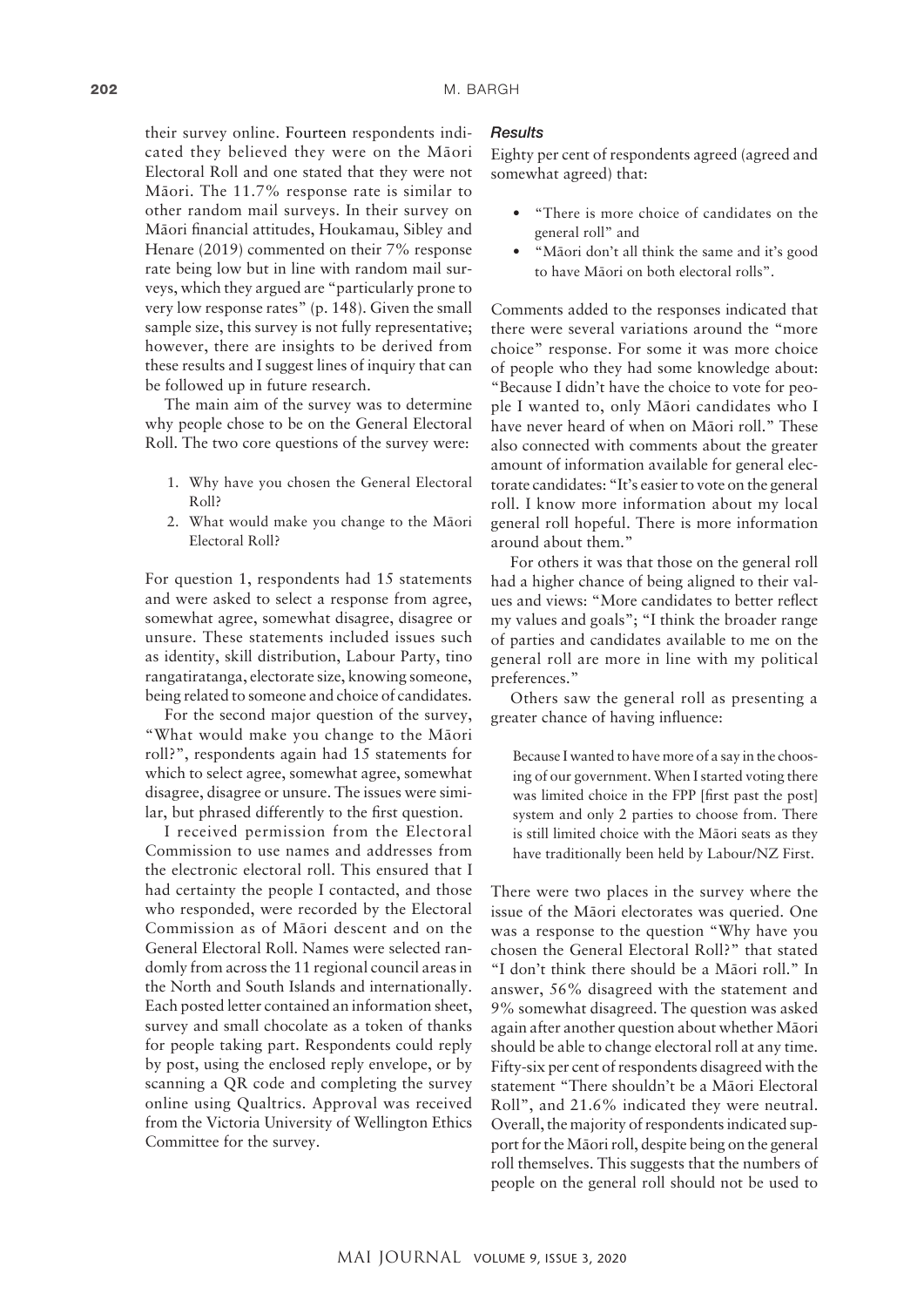their survey online. Fourteen respondents indicated they believed they were on the Māori Electoral Roll and one stated that they were not Māori. The 11.7% response rate is similar to other random mail surveys. In their survey on Māori financial attitudes, Houkamau, Sibley and Henare (2019) commented on their 7% response rate being low but in line with random mail surveys, which they argued are "particularly prone to very low response rates" (p. 148). Given the small sample size, this survey is not fully representative; however, there are insights to be derived from these results and I suggest lines of inquiry that can be followed up in future research.

The main aim of the survey was to determine why people chose to be on the General Electoral Roll. The two core questions of the survey were:

1. Why have you chosen the General Electoral Roll?
2. What would make you change to the Māori Electoral Roll?

For question 1, respondents had 15 statements and were asked to select a response from agree, somewhat agree, somewhat disagree, disagree or unsure. These statements included issues such as identity, skill distribution, Labour Party, tino rangatiratanga, electorate size, knowing someone, being related to someone and choice of candidates.

For the second major question of the survey, "What would make you change to the Māori roll?", respondents again had 15 statements for which to select agree, somewhat agree, somewhat disagree, disagree or unsure. The issues were similar, but phrased differently to the first question.

I received permission from the Electoral Commission to use names and addresses from the electronic electoral roll. This ensured that I had certainty the people I contacted, and those who responded, were recorded by the Electoral Commission as of Māori descent and on the General Electoral Roll. Names were selected randomly from across the 11 regional council areas in the North and South Islands and internationally. Each posted letter contained an information sheet, survey and small chocolate as a token of thanks for people taking part. Respondents could reply by post, using the enclosed reply envelope, or by scanning a QR code and completing the survey online using Qualtrics. Approval was received from the Victoria University of Wellington Ethics Committee for the survey.

### *Results*

Eighty per cent of respondents agreed (agreed and somewhat agreed) that:

- "There is more choice of candidates on the general roll" and
- "Māori don't all think the same and it's good to have Māori on both electoral rolls".

Comments added to the responses indicated that there were several variations around the "more choice" response. For some it was more choice of people who they had some knowledge about: "Because I didn't have the choice to vote for people I wanted to, only Māori candidates who I have never heard of when on Māori roll." These also connected with comments about the greater amount of information available for general electorate candidates: "It's easier to vote on the general roll. I know more information about my local general roll hopeful. There is more information around about them."

For others it was that those on the general roll had a higher chance of being aligned to their values and views: "More candidates to better reflect my values and goals"; "I think the broader range of parties and candidates available to me on the general roll are more in line with my political preferences."

Others saw the general roll as presenting a greater chance of having influence:

> Because I wanted to have more of a say in the choosing of our government. When I started voting there was limited choice in the FPP [first past the post] system and only 2 parties to choose from. There is still limited choice with the Māori seats as they have traditionally been held by Labour/NZ First.

There were two places in the survey where the issue of the Māori electorates was queried. One was a response to the question "Why have you chosen the General Electoral Roll?" that stated "I don't think there should be a Māori roll." In answer, 56% disagreed with the statement and 9% somewhat disagreed. The question was asked again after another question about whether Māori should be able to change electoral roll at any time. Fifty-six per cent of respondents disagreed with the statement "There shouldn't be a Māori Electoral Roll", and 21.6% indicated they were neutral. Overall, the majority of respondents indicated support for the Māori roll, despite being on the general roll themselves. This suggests that the numbers of people on the general roll should not be used to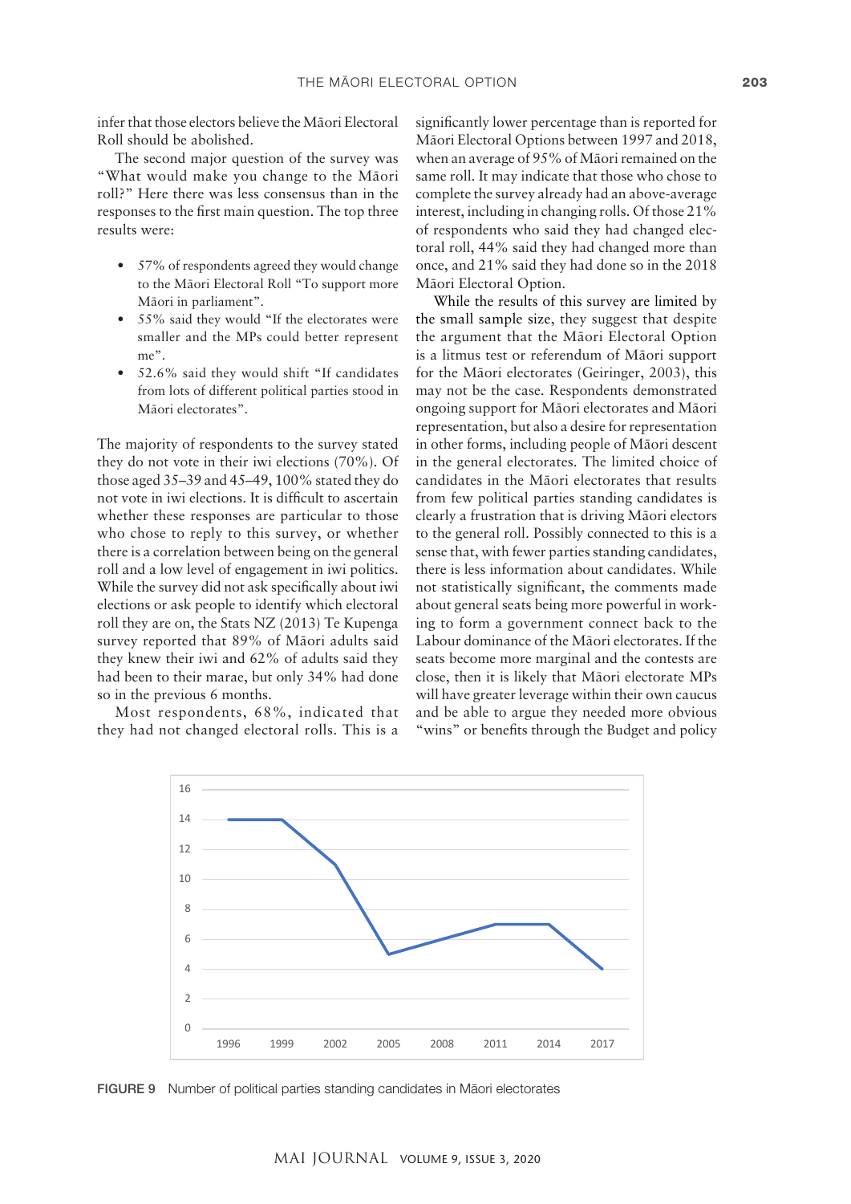infer that those electors believe the Māori Electoral Roll should be abolished.

The second major question of the survey was "What would make you change to the Māori roll?" Here there was less consensus than in the responses to the first main question. The top three results were:

- 57% of respondents agreed they would change to the Māori Electoral Roll "To support more Māori in parliament".
- 55% said they would "If the electorates were smaller and the MPs could better represent me".
- 52.6% said they would shift "If candidates from lots of different political parties stood in Māori electorates".

The majority of respondents to the survey stated they do not vote in their iwi elections (70%). Of those aged 35–39 and 45–49, 100% stated they do not vote in iwi elections. It is difficult to ascertain whether these responses are particular to those who chose to reply to this survey, or whether there is a correlation between being on the general roll and a low level of engagement in iwi politics. While the survey did not ask specifically about iwi elections or ask people to identify which electoral roll they are on, the Stats NZ (2013) Te Kupenga survey reported that 89% of Māori adults said they knew their iwi and 62% of adults said they had been to their marae, but only 34% had done so in the previous 6 months.

Most respondents, 68%, indicated that they had not changed electoral rolls. This is a significantly lower percentage than is reported for Māori Electoral Options between 1997 and 2018, when an average of 95% of Māori remained on the same roll. It may indicate that those who chose to complete the survey already had an above-average interest, including in changing rolls. Of those 21% of respondents who said they had changed electoral roll, 44% said they had changed more than once, and 21% said they had done so in the 2018 Māori Electoral Option.

While the results of this survey are limited by the small sample size, they suggest that despite the argument that the Māori Electoral Option is a litmus test or referendum of Māori support for the Māori electorates (Geiringer, 2003), this may not be the case. Respondents demonstrated ongoing support for Māori electorates and Māori representation, but also a desire for representation in other forms, including people of Māori descent in the general electorates. The limited choice of candidates in the Māori electorates that results from few political parties standing candidates is clearly a frustration that is driving Māori electors to the general roll. Possibly connected to this is a sense that, with fewer parties standing candidates, there is less information about candidates. While not statistically significant, the comments made about general seats being more powerful in working to form a government connect back to the Labour dominance of the Māori electorates. If the seats become more marginal and the contests are close, then it is likely that Māori electorate MPs will have greater leverage within their own caucus and be able to argue they needed more obvious "wins" or benefits through the Budget and policy

FIGURE 9 Number of political parties standing candidates in Māori electorates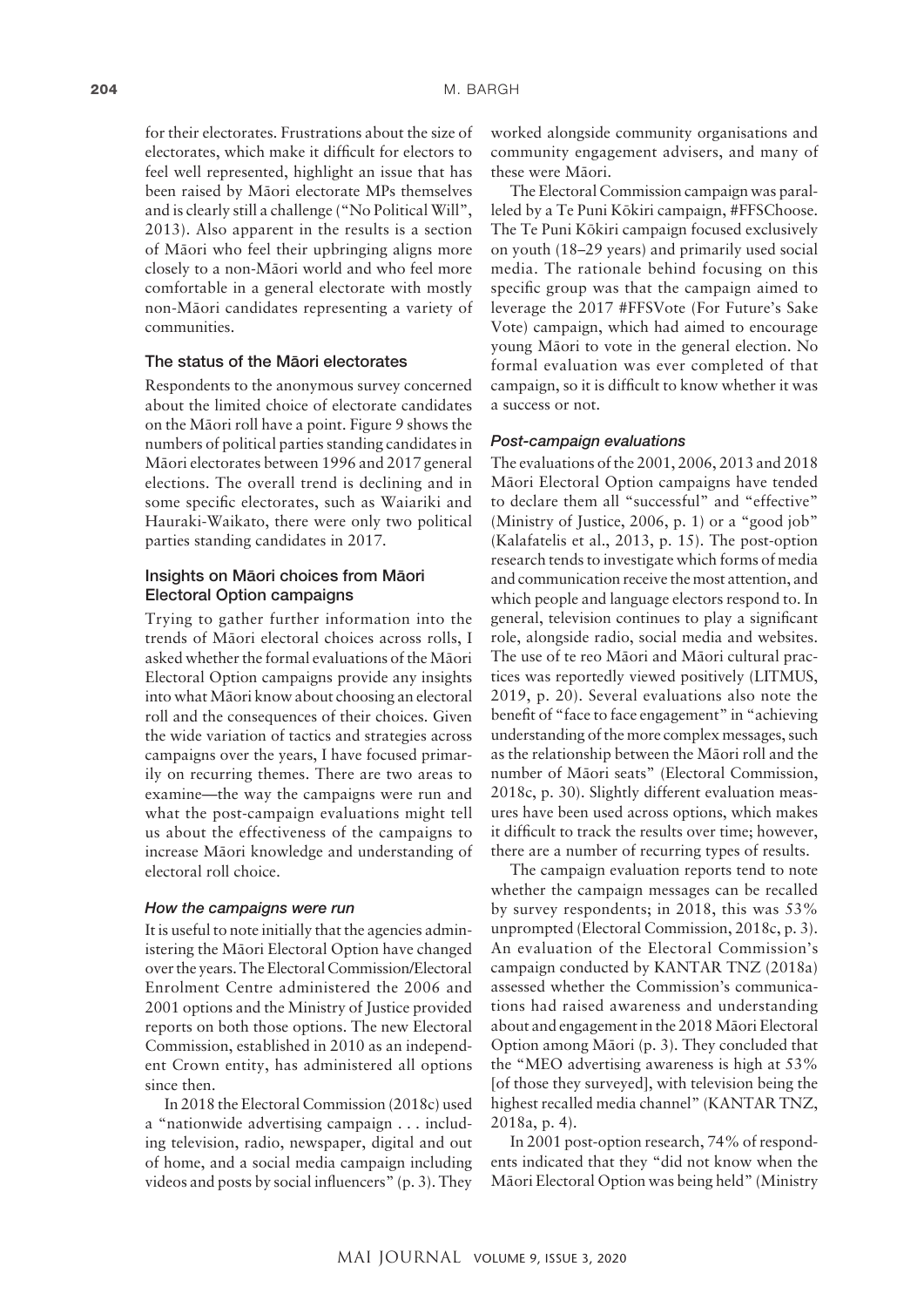for their electorates. Frustrations about the size of electorates, which make it difficult for electors to feel well represented, highlight an issue that has been raised by Māori electorate MPs themselves and is clearly still a challenge ("No Political Will", 2013). Also apparent in the results is a section of Māori who feel their upbringing aligns more closely to a non-Māori world and who feel more comfortable in a general electorate with mostly non-Māori candidates representing a variety of communities.

### The status of the Māori electorates

Respondents to the anonymous survey concerned about the limited choice of electorate candidates on the Māori roll have a point. Figure 9 shows the numbers of political parties standing candidates in Māori electorates between 1996 and 2017 general elections. The overall trend is declining and in some specific electorates, such as Waiariki and Hauraki-Waikato, there were only two political parties standing candidates in 2017.

### Insights on Māori choices from Māori Electoral Option campaigns

Trying to gather further information into the trends of Māori electoral choices across rolls, I asked whether the formal evaluations of the Māori Electoral Option campaigns provide any insights into what Māori know about choosing an electoral roll and the consequences of their choices. Given the wide variation of tactics and strategies across campaigns over the years, I have focused primarily on recurring themes. There are two areas to examine—the way the campaigns were run and what the post-campaign evaluations might tell us about the effectiveness of the campaigns to increase Māori knowledge and understanding of electoral roll choice.

#### *How the campaigns were run*

It is useful to note initially that the agencies administering the Māori Electoral Option have changed over the years. The Electoral Commission/Electoral Enrolment Centre administered the 2006 and 2001 options and the Ministry of Justice provided reports on both those options. The new Electoral Commission, established in 2010 as an independent Crown entity, has administered all options since then.

In 2018 the Electoral Commission (2018c) used a "nationwide advertising campaign . . . including television, radio, newspaper, digital and out of home, and a social media campaign including videos and posts by social influencers" (p. 3). They worked alongside community organisations and community engagement advisers, and many of these were Māori.

The Electoral Commission campaign was paralleled by a Te Puni Kōkiri campaign, #FFSChoose. The Te Puni Kōkiri campaign focused exclusively on youth (18–29 years) and primarily used social media. The rationale behind focusing on this specific group was that the campaign aimed to leverage the 2017 #FFSVote (For Future's Sake Vote) campaign, which had aimed to encourage young Māori to vote in the general election. No formal evaluation was ever completed of that campaign, so it is difficult to know whether it was a success or not.

#### *Post-campaign evaluations*

The evaluations of the 2001, 2006, 2013 and 2018 Māori Electoral Option campaigns have tended to declare them all "successful" and "effective" (Ministry of Justice, 2006, p. 1) or a "good job" (Kalafatelis et al., 2013, p. 15). The post-option research tends to investigate which forms of media and communication receive the most attention, and which people and language electors respond to. In general, television continues to play a significant role, alongside radio, social media and websites. The use of te reo Māori and Māori cultural practices was reportedly viewed positively (LITMUS, 2019, p. 20). Several evaluations also note the benefit of "face to face engagement" in "achieving understanding of the more complex messages, such as the relationship between the Māori roll and the number of Māori seats" (Electoral Commission, 2018c, p. 30). Slightly different evaluation measures have been used across options, which makes it difficult to track the results over time; however, there are a number of recurring types of results.

The campaign evaluation reports tend to note whether the campaign messages can be recalled by survey respondents; in 2018, this was 53% unprompted (Electoral Commission, 2018c, p. 3). An evaluation of the Electoral Commission's campaign conducted by KANTAR TNZ (2018a) assessed whether the Commission's communications had raised awareness and understanding about and engagement in the 2018 Māori Electoral Option among Māori (p. 3). They concluded that the "MEO advertising awareness is high at 53% [of those they surveyed], with television being the highest recalled media channel" (KANTAR TNZ, 2018a, p. 4).

In 2001 post-option research, 74% of respondents indicated that they "did not know when the Māori Electoral Option was being held" (Ministry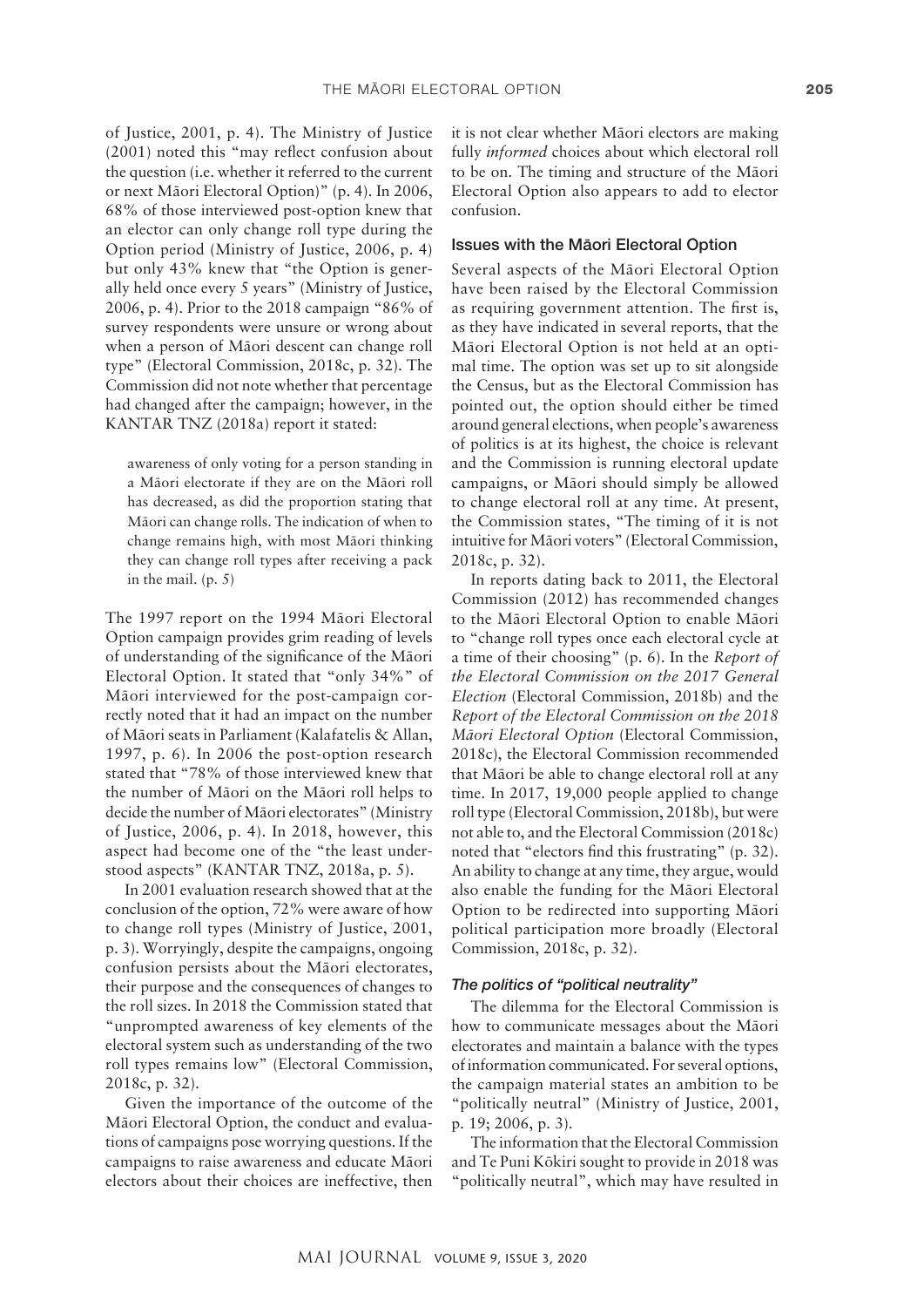of Justice, 2001, p. 4). The Ministry of Justice (2001) noted this "may reflect confusion about the question (i.e. whether it referred to the current or next Māori Electoral Option)" (p. 4). In 2006, 68% of those interviewed post-option knew that an elector can only change roll type during the Option period (Ministry of Justice, 2006, p. 4) but only 43% knew that "the Option is generally held once every 5 years" (Ministry of Justice, 2006, p. 4). Prior to the 2018 campaign "86% of survey respondents were unsure or wrong about when a person of Māori descent can change roll type" (Electoral Commission, 2018c, p. 32). The Commission did not note whether that percentage had changed after the campaign; however, in the KANTAR TNZ (2018a) report it stated:

> awareness of only voting for a person standing in a Māori electorate if they are on the Māori roll has decreased, as did the proportion stating that Māori can change rolls. The indication of when to change remains high, with most Māori thinking they can change roll types after receiving a pack in the mail. (p. 5)

The 1997 report on the 1994 Māori Electoral Option campaign provides grim reading of levels of understanding of the significance of the Māori Electoral Option. It stated that "only 34%" of Māori interviewed for the post-campaign correctly noted that it had an impact on the number of Māori seats in Parliament (Kalafatelis & Allan, 1997, p. 6). In 2006 the post-option research stated that "78% of those interviewed knew that the number of Māori on the Māori roll helps to decide the number of Māori electorates" (Ministry of Justice, 2006, p. 4). In 2018, however, this aspect had become one of the "the least understood aspects" (KANTAR TNZ, 2018a, p. 5).

In 2001 evaluation research showed that at the conclusion of the option, 72% were aware of how to change roll types (Ministry of Justice, 2001, p. 3). Worryingly, despite the campaigns, ongoing confusion persists about the Māori electorates, their purpose and the consequences of changes to the roll sizes. In 2018 the Commission stated that "unprompted awareness of key elements of the electoral system such as understanding of the two roll types remains low" (Electoral Commission, 2018c, p. 32).

Given the importance of the outcome of the Māori Electoral Option, the conduct and evaluations of campaigns pose worrying questions. If the campaigns to raise awareness and educate Māori electors about their choices are ineffective, then it is not clear whether Māori electors are making fully *informed* choices about which electoral roll to be on. The timing and structure of the Māori Electoral Option also appears to add to elector confusion.

## Issues with the Māori Electoral Option

Several aspects of the Māori Electoral Option have been raised by the Electoral Commission as requiring government attention. The first is, as they have indicated in several reports, that the Māori Electoral Option is not held at an optimal time. The option was set up to sit alongside the Census, but as the Electoral Commission has pointed out, the option should either be timed around general elections, when people's awareness of politics is at its highest, the choice is relevant and the Commission is running electoral update campaigns, or Māori should simply be allowed to change electoral roll at any time. At present, the Commission states, "The timing of it is not intuitive for Māori voters" (Electoral Commission, 2018c, p. 32).

In reports dating back to 2011, the Electoral Commission (2012) has recommended changes to the Māori Electoral Option to enable Māori to "change roll types once each electoral cycle at a time of their choosing" (p. 6). In the *Report of the Electoral Commission on the 2017 General Election* (Electoral Commission, 2018b) and the *Report of the Electoral Commission on the 2018 Māori Electoral Option* (Electoral Commission, 2018c), the Electoral Commission recommended that Māori be able to change electoral roll at any time. In 2017, 19,000 people applied to change roll type (Electoral Commission, 2018b), but were not able to, and the Electoral Commission (2018c) noted that "electors find this frustrating" (p. 32). An ability to change at any time, they argue, would also enable the funding for the Māori Electoral Option to be redirected into supporting Māori political participation more broadly (Electoral Commission, 2018c, p. 32).

### *The politics of "political neutrality"*

The dilemma for the Electoral Commission is how to communicate messages about the Māori electorates and maintain a balance with the types of information communicated. For several options, the campaign material states an ambition to be "politically neutral" (Ministry of Justice, 2001, p. 19; 2006, p. 3).

The information that the Electoral Commission and Te Puni Kōkiri sought to provide in 2018 was "politically neutral", which may have resulted in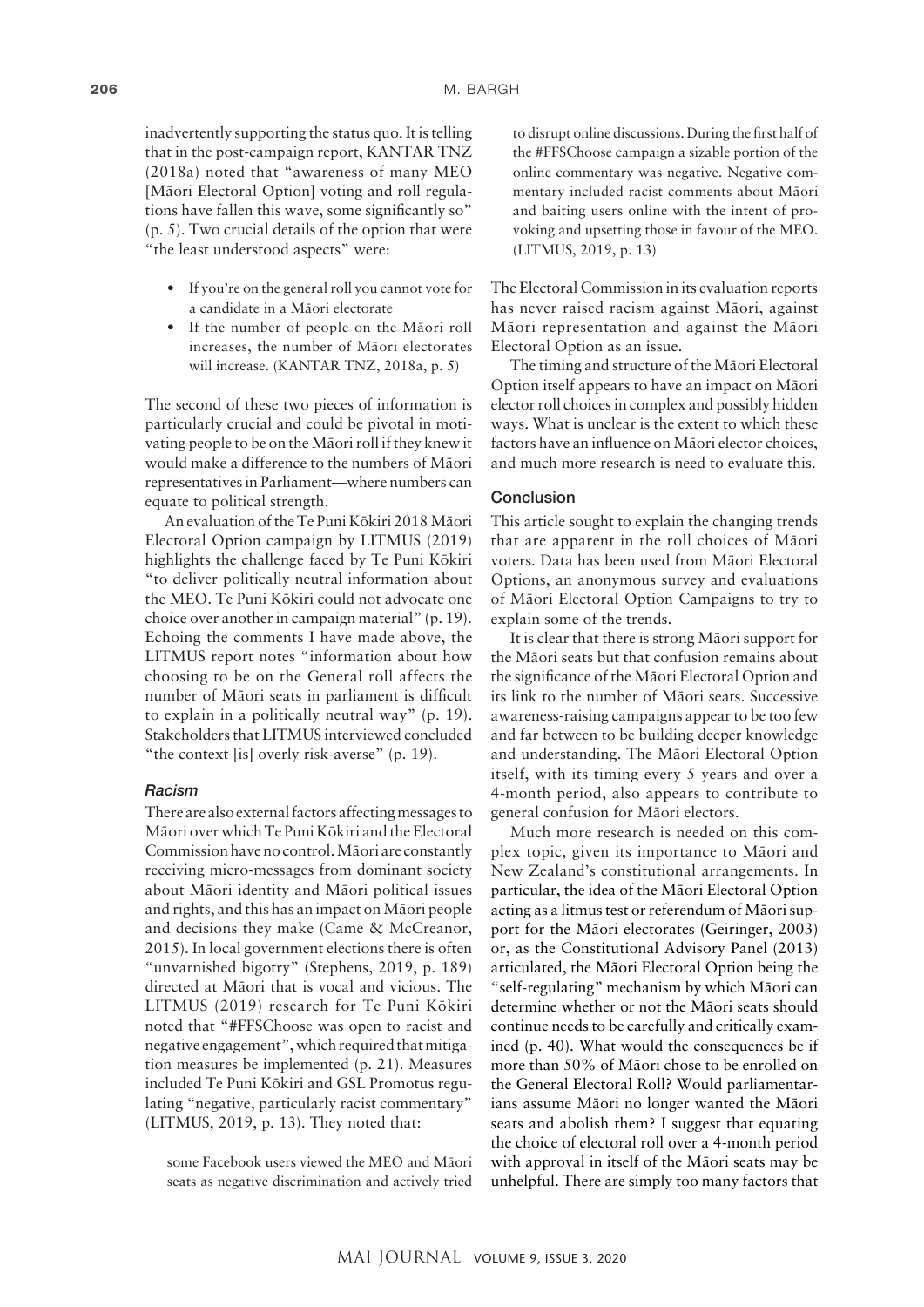inadvertently supporting the status quo. It is telling that in the post-campaign report, KANTAR TNZ (2018a) noted that "awareness of many MEO [Māori Electoral Option] voting and roll regulations have fallen this wave, some significantly so" (p. 5). Two crucial details of the option that were "the least understood aspects" were:

- If you're on the general roll you cannot vote for a candidate in a Māori electorate
- If the number of people on the Māori roll increases, the number of Māori electorates will increase. (KANTAR TNZ, 2018a, p. 5)

The second of these two pieces of information is particularly crucial and could be pivotal in motivating people to be on the Māori roll if they knew it would make a difference to the numbers of Māori representatives in Parliament—where numbers can equate to political strength.

An evaluation of the Te Puni Kōkiri 2018 Māori Electoral Option campaign by LITMUS (2019) highlights the challenge faced by Te Puni Kōkiri "to deliver politically neutral information about the MEO. Te Puni Kōkiri could not advocate one choice over another in campaign material" (p. 19). Echoing the comments I have made above, the LITMUS report notes "information about how choosing to be on the General roll affects the number of Māori seats in parliament is difficult to explain in a politically neutral way" (p. 19). Stakeholders that LITMUS interviewed concluded "the context [is] overly risk-averse" (p. 19).

### *Racism*

There are also external factors affecting messages to Māori over which Te Puni Kōkiri and the Electoral Commission have no control. Māori are constantly receiving micro-messages from dominant society about Māori identity and Māori political issues and rights, and this has an impact on Māori people and decisions they make (Came & McCreanor, 2015). In local government elections there is often "unvarnished bigotry" (Stephens, 2019, p. 189) directed at Māori that is vocal and vicious. The LITMUS (2019) research for Te Puni Kōkiri noted that "#FFSChoose was open to racist and negative engagement", which required that mitigation measures be implemented (p. 21). Measures included Te Puni Kōkiri and GSL Promotus regulating "negative, particularly racist commentary" (LITMUS, 2019, p. 13). They noted that:

> some Facebook users viewed the MEO and Māori seats as negative discrimination and actively tried to disrupt online discussions. During the first half of the #FFSChoose campaign a sizable portion of the online commentary was negative. Negative commentary included racist comments about Māori and baiting users online with the intent of provoking and upsetting those in favour of the MEO. (LITMUS, 2019, p. 13)

The Electoral Commission in its evaluation reports has never raised racism against Māori, against Māori representation and against the Māori Electoral Option as an issue.

The timing and structure of the Māori Electoral Option itself appears to have an impact on Māori elector roll choices in complex and possibly hidden ways. What is unclear is the extent to which these factors have an influence on Māori elector choices, and much more research is need to evaluate this.

## Conclusion

This article sought to explain the changing trends that are apparent in the roll choices of Māori voters. Data has been used from Māori Electoral Options, an anonymous survey and evaluations of Māori Electoral Option Campaigns to try to explain some of the trends.

It is clear that there is strong Māori support for the Māori seats but that confusion remains about the significance of the Māori Electoral Option and its link to the number of Māori seats. Successive awareness-raising campaigns appear to be too few and far between to be building deeper knowledge and understanding. The Māori Electoral Option itself, with its timing every 5 years and over a 4-month period, also appears to contribute to general confusion for Māori electors.

Much more research is needed on this complex topic, given its importance to Māori and New Zealand's constitutional arrangements. In particular, the idea of the Māori Electoral Option acting as a litmus test or referendum of Māori support for the Māori electorates (Geiringer, 2003) or, as the Constitutional Advisory Panel (2013) articulated, the Māori Electoral Option being the "self-regulating" mechanism by which Māori can determine whether or not the Māori seats should continue needs to be carefully and critically examined (p. 40). What would the consequences be if more than 50% of Māori chose to be enrolled on the General Electoral Roll? Would parliamentarians assume Māori no longer wanted the Māori seats and abolish them? I suggest that equating the choice of electoral roll over a 4-month period with approval in itself of the Māori seats may be unhelpful. There are simply too many factors that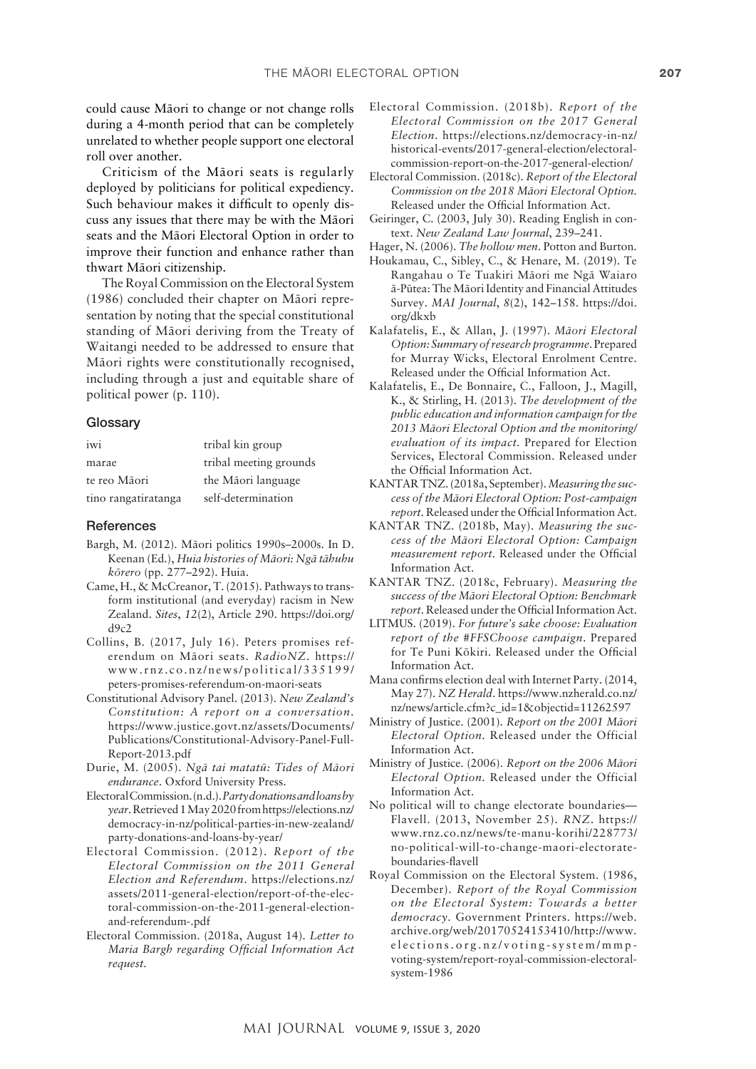could cause Māori to change or not change rolls during a 4-month period that can be completely unrelated to whether people support one electoral roll over another.

Criticism of the Māori seats is regularly deployed by politicians for political expediency. Such behaviour makes it difficult to openly discuss any issues that there may be with the Māori seats and the Māori Electoral Option in order to improve their function and enhance rather than thwart Māori citizenship.

The Royal Commission on the Electoral System (1986) concluded their chapter on Māori representation by noting that the special constitutional standing of Māori deriving from the Treaty of Waitangi needed to be addressed to ensure that Māori rights were constitutionally recognised, including through a just and equitable share of political power (p. 110).

## Glossary

| | |
|---|---|
| iwi | tribal kin group |
| marae | tribal meeting grounds |
| te reo Māori | the Māori language |
| tino rangatiratanga | self-determination |

## References

Bargh, M. (2012). Māori politics 1990s–2000s. In D. Keenan (Ed.), *Huia histories of Māori: Ngā tāhuhu kōrero* (pp. 277–292). Huia.

Came, H., & McCreanor, T. (2015). Pathways to transform institutional (and everyday) racism in New Zealand. *Sites*, *12*(2), Article 290. https://doi.org/d9c2

Collins, B. (2017, July 16). Peters promises referendum on Māori seats. *RadioNZ*. https://www.rnz.co.nz/news/political/335199/peters-promises-referendum-on-maori-seats

Constitutional Advisory Panel. (2013). *New Zealand's Constitution: A report on a conversation*. https://www.justice.govt.nz/assets/Documents/Publications/Constitutional-Advisory-Panel-Full-Report-2013.pdf

Durie, M. (2005). *Ngā tai matatū: Tides of Māori endurance*. Oxford University Press.

Electoral Commission. (n.d.). *Party donations and loans by year*. Retrieved 1 May 2020 from https://elections.nz/democracy-in-nz/political-parties-in-new-zealand/party-donations-and-loans-by-year/

Electoral Commission. (2012). *Report of the Electoral Commission on the 2011 General Election and Referendum*. https://elections.nz/assets/2011-general-election/report-of-the-electoral-commission-on-the-2011-general-election-and-referendum-.pdf

Electoral Commission. (2018a, August 14). *Letter to Maria Bargh regarding Official Information Act request*.

Electoral Commission. (2018b). *Report of the Electoral Commission on the 2017 General Election*. https://elections.nz/democracy-in-nz/historical-events/2017-general-election/electoral-commission-report-on-the-2017-general-election/

Electoral Commission. (2018c). *Report of the Electoral Commission on the 2018 Māori Electoral Option*. Released under the Official Information Act.

Geiringer, C. (2003, July 30). Reading English in context. *New Zealand Law Journal*, 239–241.

Hager, N. (2006). *The hollow men*. Potton and Burton.

Houkamau, C., Sibley, C., & Henare, M. (2019). Te Rangahau o Te Tuakiri Māori me Ngā Waiaro ā-Pūtea: The Māori Identity and Financial Attitudes Survey. *MAI Journal*, *8*(2), 142–158. https://doi.org/dkxb

Kalafatelis, E., & Allan, J. (1997). *Māori Electoral Option: Summary of research programme*. Prepared for Murray Wicks, Electoral Enrolment Centre. Released under the Official Information Act.

Kalafatelis, E., De Bonnaire, C., Falloon, J., Magill, K., & Stirling, H. (2013). *The development of the public education and information campaign for the 2013 Māori Electoral Option and the monitoring/evaluation of its impact*. Prepared for Election Services, Electoral Commission. Released under the Official Information Act.

KANTAR TNZ. (2018a, September). *Measuring the success of the Māori Electoral Option: Post-campaign report*. Released under the Official Information Act.

KANTAR TNZ. (2018b, May). *Measuring the success of the Māori Electoral Option: Campaign measurement report*. Released under the Official Information Act.

KANTAR TNZ. (2018c, February). *Measuring the success of the Māori Electoral Option: Benchmark report*. Released under the Official Information Act.

LITMUS. (2019). *For future's sake choose: Evaluation report of the #FFSChoose campaign*. Prepared for Te Puni Kōkiri. Released under the Official Information Act.

Mana confirms election deal with Internet Party. (2014, May 27). *NZ Herald*. https://www.nzherald.co.nz/nz/news/article.cfm?c_id=1&objectid=11262597

Ministry of Justice. (2001). *Report on the 2001 Māori Electoral Option*. Released under the Official Information Act.

Ministry of Justice. (2006). *Report on the 2006 Māori Electoral Option*. Released under the Official Information Act.

No political will to change electorate boundaries—Flavell. (2013, November 25). *RNZ*. https://www.rnz.co.nz/news/te-manu-korihi/228773/no-political-will-to-change-maori-electorate-boundaries-flavell

Royal Commission on the Electoral System. (1986, December). *Report of the Royal Commission on the Electoral System: Towards a better democracy*. Government Printers. https://web.archive.org/web/20170524153410/http://www.elections.org.nz/voting-system/mmp-voting-system/report-royal-commission-electoral-system-1986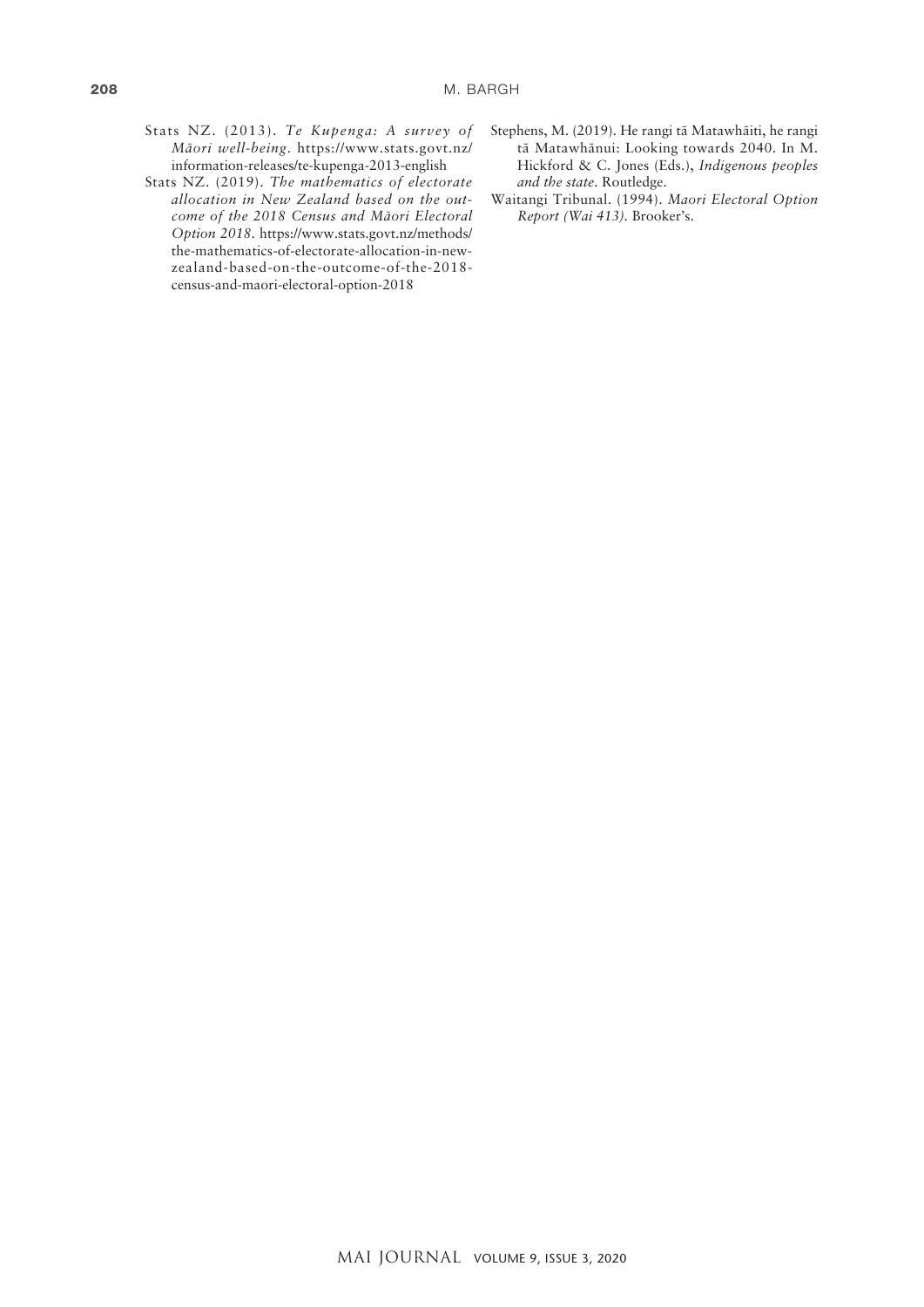Stats NZ. (2013). *Te Kupenga: A survey of Māori well-being*. https://www.stats.govt.nz/information-releases/te-kupenga-2013-english

Stats NZ. (2019). *The mathematics of electorate allocation in New Zealand based on the outcome of the 2018 Census and Māori Electoral Option 2018*. https://www.stats.govt.nz/methods/the-mathematics-of-electorate-allocation-in-new-zealand-based-on-the-outcome-of-the-2018-census-and-maori-electoral-option-2018

Stephens, M. (2019). He rangi tā Matawhāiti, he rangi tā Matawhānui: Looking towards 2040. In M. Hickford & C. Jones (Eds.), *Indigenous peoples and the state*. Routledge.

Waitangi Tribunal. (1994). *Maori Electoral Option Report (Wai 413)*. Brooker's.